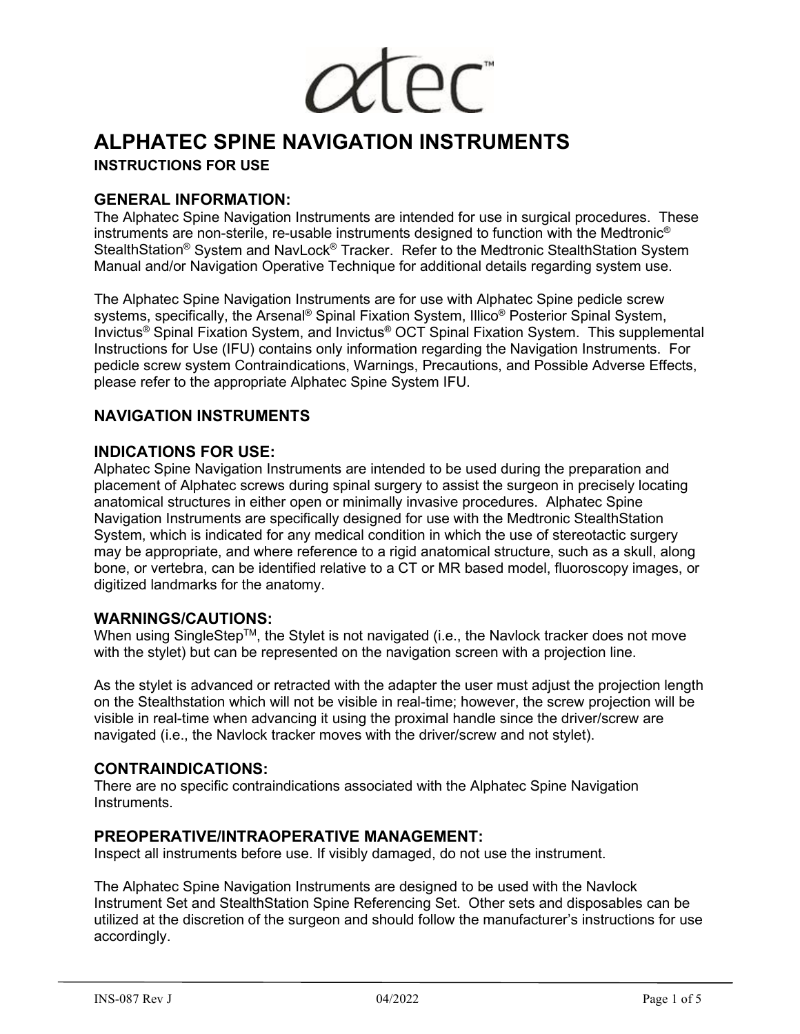atec™

# ALPHATEC SPINE NAVIGATION INSTRUMENTS

**INSTRUCTIONS FOR USE**

## GENERAL INFORMATION:

The Alphatec Spine Navigation Instruments are intended for use in surgical procedures. These instruments are non-sterile, re-usable instruments designed to function with the Medtronic® StealthStation® System and NavLock® Tracker. Refer to the Medtronic StealthStation System Manual and/or Navigation Operative Technique for additional details regarding system use.

The Alphatec Spine Navigation Instruments are for use with Alphatec Spine pedicle screw systems, specifically, the Arsenal® Spinal Fixation System, Illico® Posterior Spinal System, Invictus® Spinal Fixation System, and Invictus® OCT Spinal Fixation System. This supplemental Instructions for Use (IFU) contains only information regarding the Navigation Instruments. For pedicle screw system Contraindications, Warnings, Precautions, and Possible Adverse Effects, please refer to the appropriate Alphatec Spine System IFU.

## NAVIGATION INSTRUMENTS

## INDICATIONS FOR USE:

Alphatec Spine Navigation Instruments are intended to be used during the preparation and placement of Alphatec screws during spinal surgery to assist the surgeon in precisely locating anatomical structures in either open or minimally invasive procedures. Alphatec Spine Navigation Instruments are specifically designed for use with the Medtronic StealthStation System, which is indicated for any medical condition in which the use of stereotactic surgery may be appropriate, and where reference to a rigid anatomical structure, such as a skull, along bone, or vertebra, can be identified relative to a CT or MR based model, fluoroscopy images, or digitized landmarks for the anatomy.

## WARNINGS/CAUTIONS:

When using SingleStep™, the Stylet is not navigated (i.e., the Navlock tracker does not move with the stylet) but can be represented on the navigation screen with a projection line.

As the stylet is advanced or retracted with the adapter the user must adjust the projection length on the Stealthstation which will not be visible in real-time; however, the screw projection will be visible in real-time when advancing it using the proximal handle since the driver/screw are navigated (i.e., the Navlock tracker moves with the driver/screw and not stylet).

## CONTRAINDICATIONS:

There are no specific contraindications associated with the Alphatec Spine Navigation Instruments.

## PREOPERATIVE/INTRAOPERATIVE MANAGEMENT:

Inspect all instruments before use. If visibly damaged, do not use the instrument.

The Alphatec Spine Navigation Instruments are designed to be used with the Navlock Instrument Set and StealthStation Spine Referencing Set. Other sets and disposables can be utilized at the discretion of the surgeon and should follow the manufacturer's instructions for use accordingly.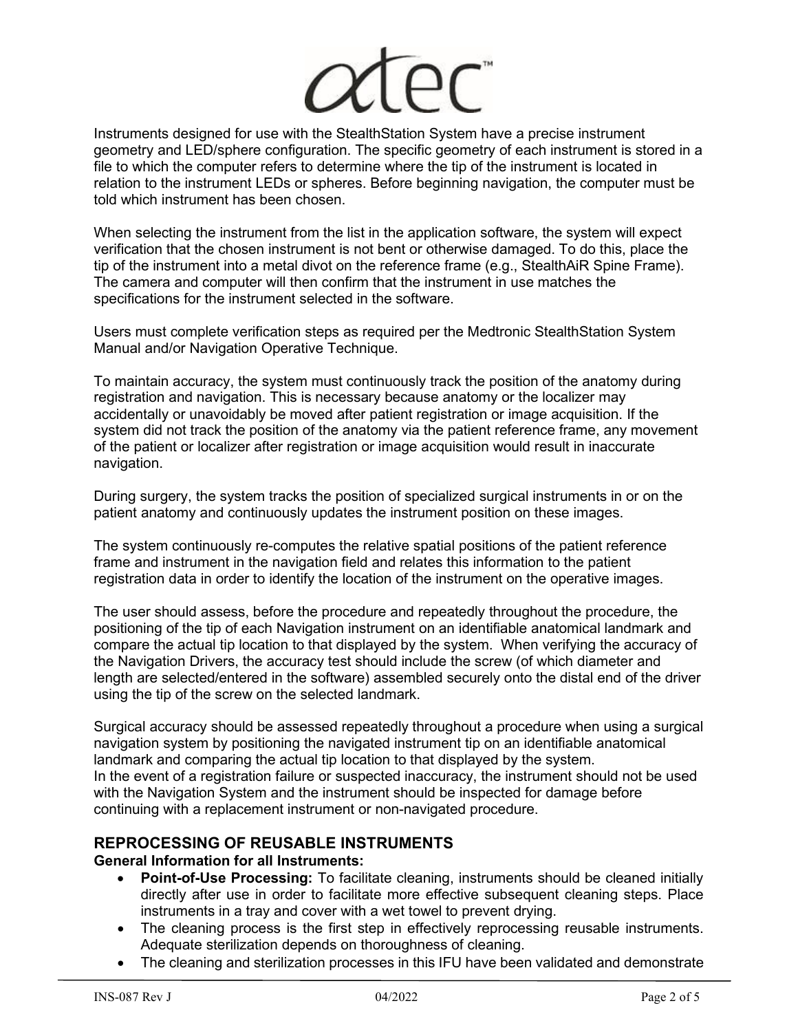Instruments designed for use with the StealthStation System have a precise instrument geometry and LED/sphere configuration. The specific geometry of each instrument is stored in a file to which the computer refers to determine where the tip of the instrument is located in relation to the instrument LEDs or spheres. Before beginning navigation, the computer must be told which instrument has been chosen.

When selecting the instrument from the list in the application software, the system will expect verification that the chosen instrument is not bent or otherwise damaged. To do this, place the tip of the instrument into a metal divot on the reference frame (e.g., StealthAiR Spine Frame). The camera and computer will then confirm that the instrument in use matches the specifications for the instrument selected in the software.

Users must complete verification steps as required per the Medtronic StealthStation System Manual and/or Navigation Operative Technique.

To maintain accuracy, the system must continuously track the position of the anatomy during registration and navigation. This is necessary because anatomy or the localizer may accidentally or unavoidably be moved after patient registration or image acquisition. If the system did not track the position of the anatomy via the patient reference frame, any movement of the patient or localizer after registration or image acquisition would result in inaccurate navigation.

During surgery, the system tracks the position of specialized surgical instruments in or on the patient anatomy and continuously updates the instrument position on these images.

The system continuously re-computes the relative spatial positions of the patient reference frame and instrument in the navigation field and relates this information to the patient registration data in order to identify the location of the instrument on the operative images.

The user should assess, before the procedure and repeatedly throughout the procedure, the positioning of the tip of each Navigation instrument on an identifiable anatomical landmark and compare the actual tip location to that displayed by the system. When verifying the accuracy of the Navigation Drivers, the accuracy test should include the screw (of which diameter and length are selected/entered in the software) assembled securely onto the distal end of the driver using the tip of the screw on the selected landmark.

Surgical accuracy should be assessed repeatedly throughout a procedure when using a surgical navigation system by positioning the navigated instrument tip on an identifiable anatomical landmark and comparing the actual tip location to that displayed by the system.
In the event of a registration failure or suspected inaccuracy, the instrument should not be used with the Navigation System and the instrument should be inspected for damage before continuing with a replacement instrument or non-navigated procedure.

## REPROCESSING OF REUSABLE INSTRUMENTS

**General Information for all Instruments:**

- **Point-of-Use Processing:** To facilitate cleaning, instruments should be cleaned initially directly after use in order to facilitate more effective subsequent cleaning steps. Place instruments in a tray and cover with a wet towel to prevent drying.
- The cleaning process is the first step in effectively reprocessing reusable instruments. Adequate sterilization depends on thoroughness of cleaning.
- The cleaning and sterilization processes in this IFU have been validated and demonstrate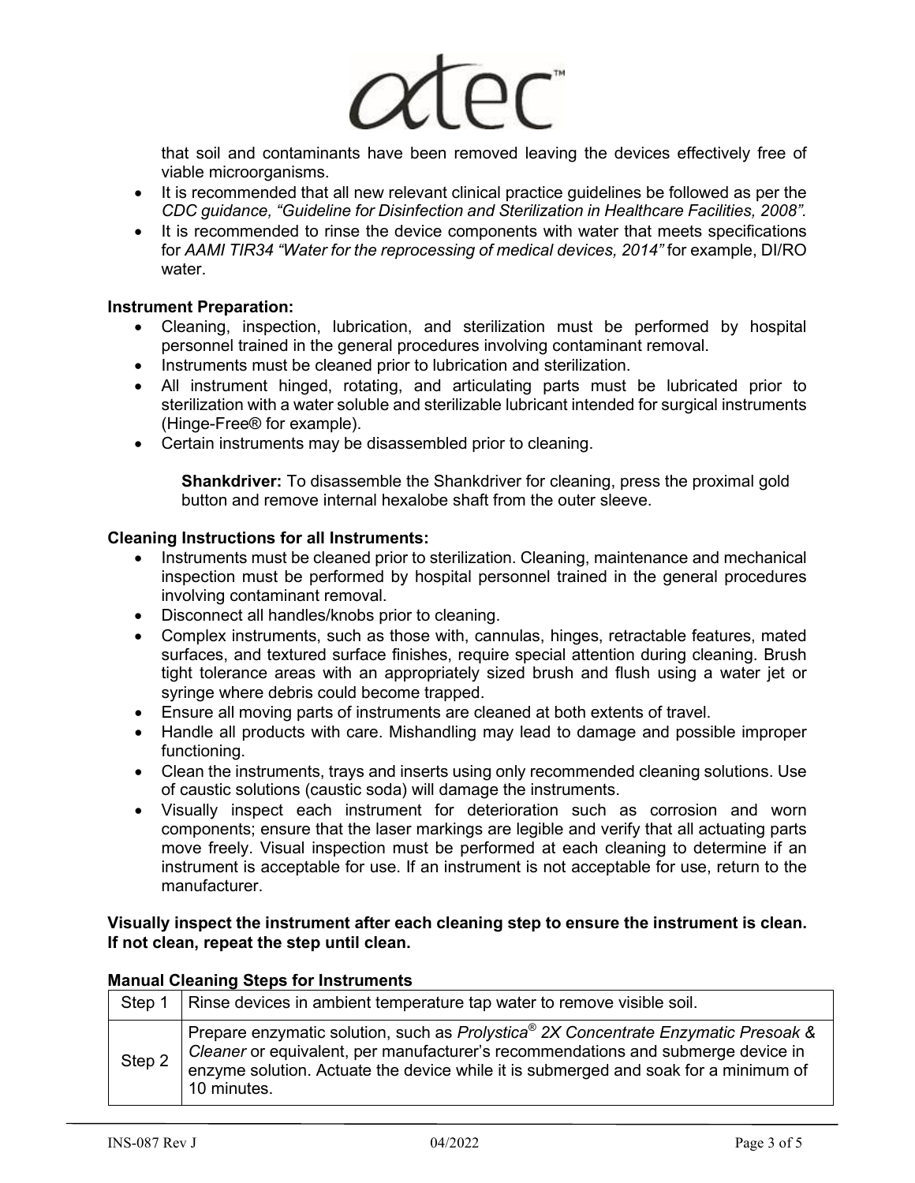that soil and contaminants have been removed leaving the devices effectively free of viable microorganisms.

- It is recommended that all new relevant clinical practice guidelines be followed as per the *CDC guidance, “Guideline for Disinfection and Sterilization in Healthcare Facilities, 2008”.*
- It is recommended to rinse the device components with water that meets specifications for *AAMI TIR34 “Water for the reprocessing of medical devices, 2014”* for example, DI/RO water.

**Instrument Preparation:**

- Cleaning, inspection, lubrication, and sterilization must be performed by hospital personnel trained in the general procedures involving contaminant removal.
- Instruments must be cleaned prior to lubrication and sterilization.
- All instrument hinged, rotating, and articulating parts must be lubricated prior to sterilization with a water soluble and sterilizable lubricant intended for surgical instruments (Hinge-Free® for example).
- Certain instruments may be disassembled prior to cleaning.

  **Shankdriver:** To disassemble the Shankdriver for cleaning, press the proximal gold button and remove internal hexalobe shaft from the outer sleeve.

**Cleaning Instructions for all Instruments:**

- Instruments must be cleaned prior to sterilization. Cleaning, maintenance and mechanical inspection must be performed by hospital personnel trained in the general procedures involving contaminant removal.
- Disconnect all handles/knobs prior to cleaning.
- Complex instruments, such as those with, cannulas, hinges, retractable features, mated surfaces, and textured surface finishes, require special attention during cleaning. Brush tight tolerance areas with an appropriately sized brush and flush using a water jet or syringe where debris could become trapped.
- Ensure all moving parts of instruments are cleaned at both extents of travel.
- Handle all products with care. Mishandling may lead to damage and possible improper functioning.
- Clean the instruments, trays and inserts using only recommended cleaning solutions. Use of caustic solutions (caustic soda) will damage the instruments.
- Visually inspect each instrument for deterioration such as corrosion and worn components; ensure that the laser markings are legible and verify that all actuating parts move freely. Visual inspection must be performed at each cleaning to determine if an instrument is acceptable for use. If an instrument is not acceptable for use, return to the manufacturer.

**Visually inspect the instrument after each cleaning step to ensure the instrument is clean. If not clean, repeat the step until clean.**

**Manual Cleaning Steps for Instruments**

| | |
|---|---|
| Step 1 | Rinse devices in ambient temperature tap water to remove visible soil. |
| Step 2 | Prepare enzymatic solution, such as *Prolystica® 2X Concentrate Enzymatic Presoak & Cleaner* or equivalent, per manufacturer’s recommendations and submerge device in enzyme solution. Actuate the device while it is submerged and soak for a minimum of 10 minutes. |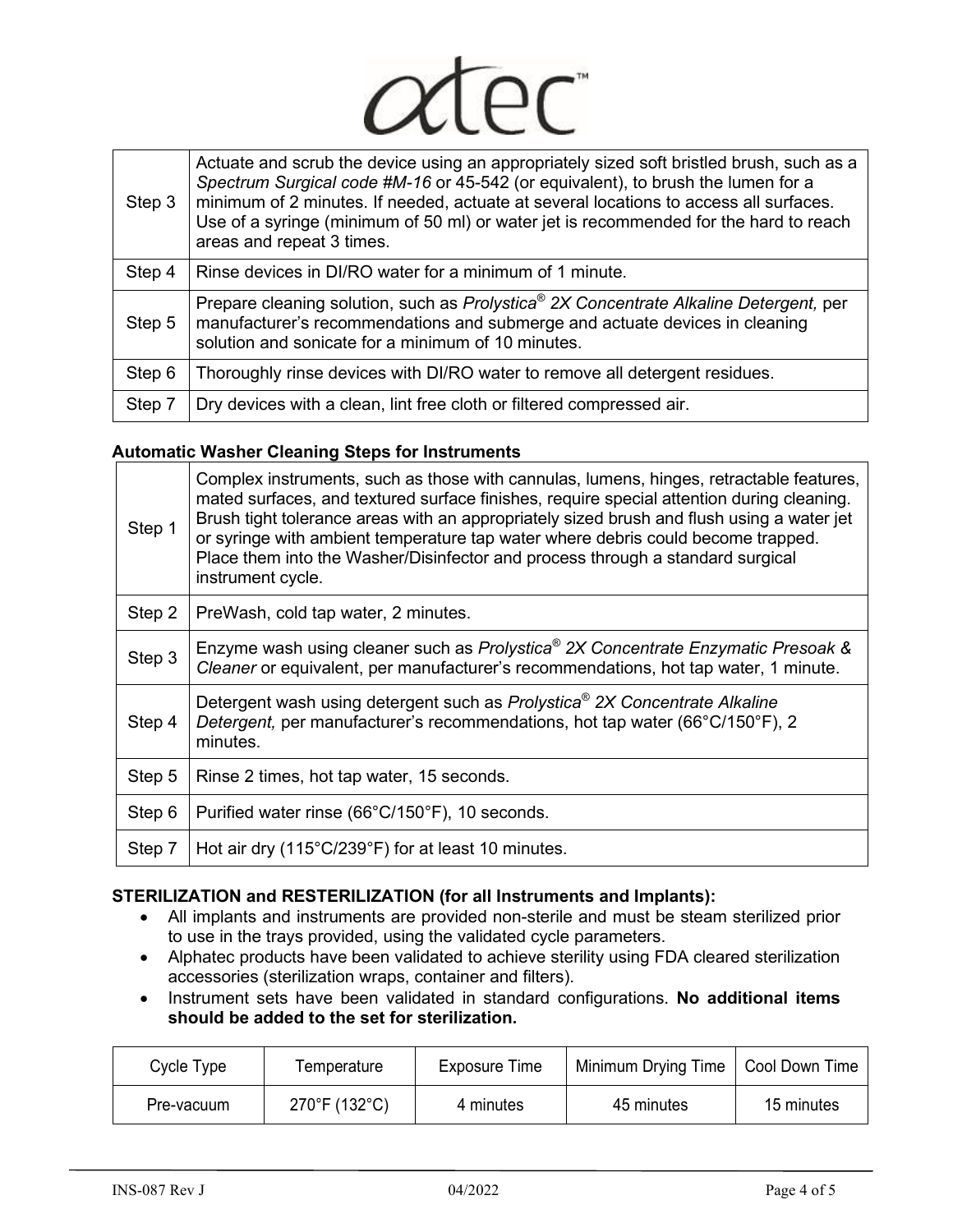| | |
|---|---|
| Step 3 | Actuate and scrub the device using an appropriately sized soft bristled brush, such as a *Spectrum Surgical code #M-16* or 45-542 (or equivalent), to brush the lumen for a minimum of 2 minutes. If needed, actuate at several locations to access all surfaces. Use of a syringe (minimum of 50 ml) or water jet is recommended for the hard to reach areas and repeat 3 times. |
| Step 4 | Rinse devices in DI/RO water for a minimum of 1 minute. |
| Step 5 | Prepare cleaning solution, such as *Prolystica® 2X Concentrate Alkaline Detergent,* per manufacturer's recommendations and submerge and actuate devices in cleaning solution and sonicate for a minimum of 10 minutes. |
| Step 6 | Thoroughly rinse devices with DI/RO water to remove all detergent residues. |
| Step 7 | Dry devices with a clean, lint free cloth or filtered compressed air. |

**Automatic Washer Cleaning Steps for Instruments**

| | |
|---|---|
| Step 1 | Complex instruments, such as those with cannulas, lumens, hinges, retractable features, mated surfaces, and textured surface finishes, require special attention during cleaning. Brush tight tolerance areas with an appropriately sized brush and flush using a water jet or syringe with ambient temperature tap water where debris could become trapped. Place them into the Washer/Disinfector and process through a standard surgical instrument cycle. |
| Step 2 | PreWash, cold tap water, 2 minutes. |
| Step 3 | Enzyme wash using cleaner such as *Prolystica® 2X Concentrate Enzymatic Presoak & Cleaner* or equivalent, per manufacturer's recommendations, hot tap water, 1 minute. |
| Step 4 | Detergent wash using detergent such as *Prolystica® 2X Concentrate Alkaline Detergent,* per manufacturer's recommendations, hot tap water (66°C/150°F), 2 minutes. |
| Step 5 | Rinse 2 times, hot tap water, 15 seconds. |
| Step 6 | Purified water rinse (66°C/150°F), 10 seconds. |
| Step 7 | Hot air dry (115°C/239°F) for at least 10 minutes. |

**STERILIZATION and RESTERILIZATION (for all Instruments and Implants):**

- All implants and instruments are provided non-sterile and must be steam sterilized prior to use in the trays provided, using the validated cycle parameters.
- Alphatec products have been validated to achieve sterility using FDA cleared sterilization accessories (sterilization wraps, container and filters).
- Instrument sets have been validated in standard configurations. **No additional items should be added to the set for sterilization.**

| Cycle Type | Temperature | Exposure Time | Minimum Drying Time | Cool Down Time |
|---|---|---|---|---|
| Pre-vacuum | 270°F (132°C) | 4 minutes | 45 minutes | 15 minutes |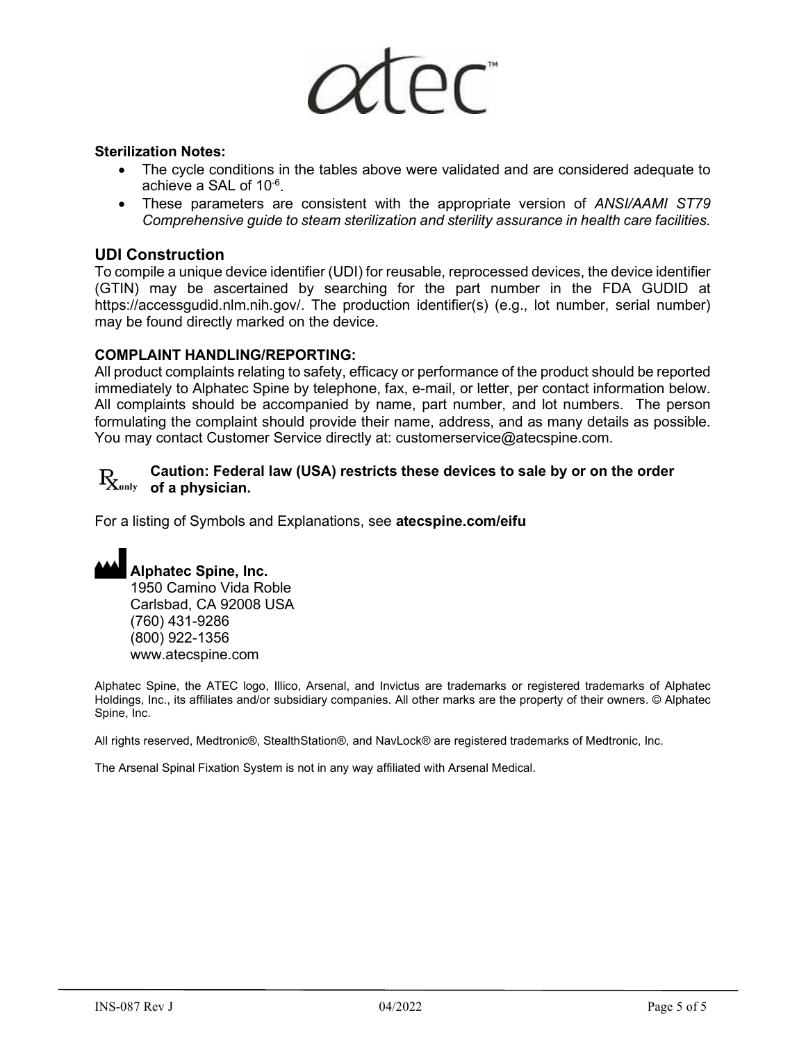**Sterilization Notes:**

- The cycle conditions in the tables above were validated and are considered adequate to achieve a SAL of $10^{-6}$.
- These parameters are consistent with the appropriate version of *ANSI/AAMI ST79 Comprehensive guide to steam sterilization and sterility assurance in health care facilities.*

## UDI Construction

To compile a unique device identifier (UDI) for reusable, reprocessed devices, the device identifier (GTIN) may be ascertained by searching for the part number in the FDA GUDID at https://accessgudid.nlm.nih.gov/. The production identifier(s) (e.g., lot number, serial number) may be found directly marked on the device.

**COMPLAINT HANDLING/REPORTING:**

All product complaints relating to safety, efficacy or performance of the product should be reported immediately to Alphatec Spine by telephone, fax, e-mail, or letter, per contact information below. All complaints should be accompanied by name, part number, and lot numbers. The person formulating the complaint should provide their name, address, and as many details as possible. You may contact Customer Service directly at: customerservice@atecspine.com.

Rx only **Caution: Federal law (USA) restricts these devices to sale by or on the order of a physician.**

For a listing of Symbols and Explanations, see **atecspine.com/eifu**

**Alphatec Spine, Inc.**
1950 Camino Vida Roble
Carlsbad, CA 92008 USA
(760) 431-9286
(800) 922-1356
www.atecspine.com

Alphatec Spine, the ATEC logo, Illico, Arsenal, and Invictus are trademarks or registered trademarks of Alphatec Holdings, Inc., its affiliates and/or subsidiary companies. All other marks are the property of their owners. © Alphatec Spine, Inc.

All rights reserved, Medtronic®, StealthStation®, and NavLock® are registered trademarks of Medtronic, Inc.

The Arsenal Spinal Fixation System is not in any way affiliated with Arsenal Medical.

INS-087 Rev J 04/2022